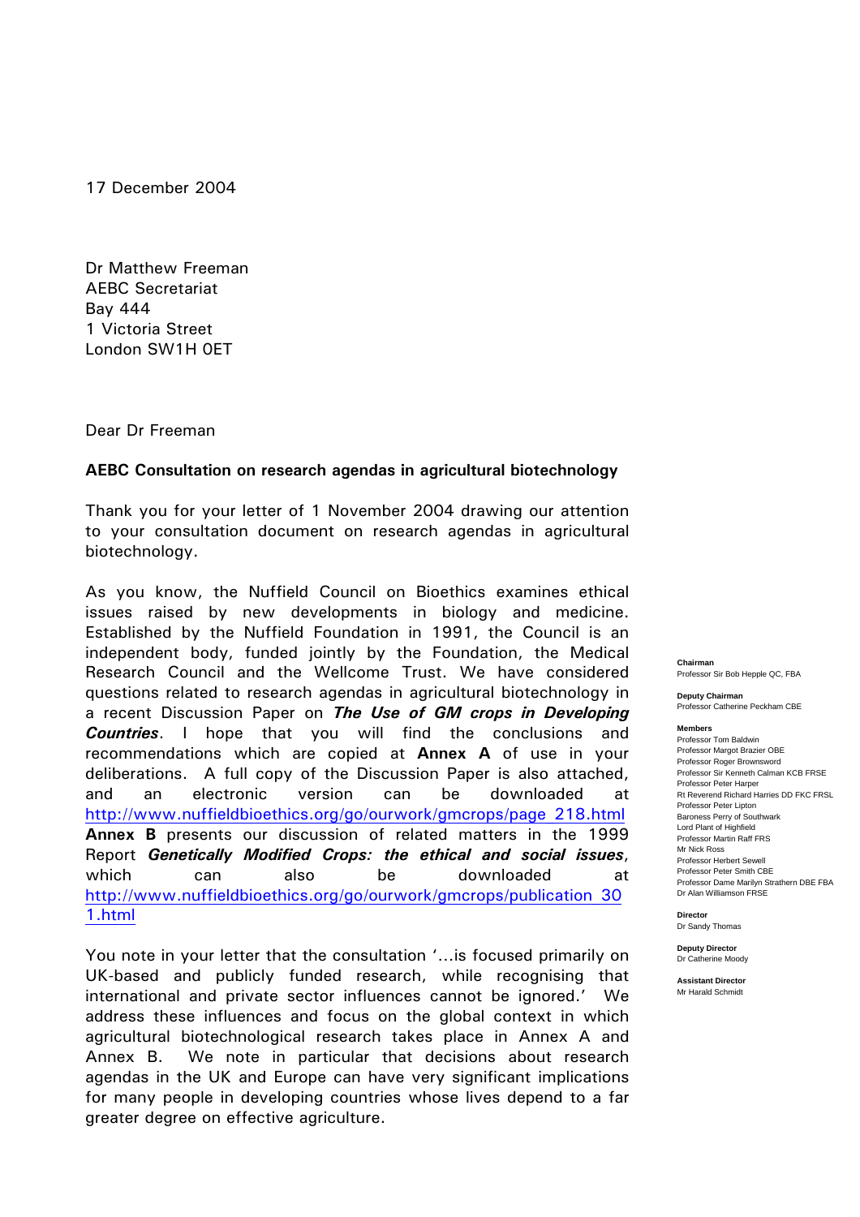17 December 2004

Dr Matthew Freeman
AEBC Secretariat
Bay 444
1 Victoria Street
London SW1H 0ET

Dear Dr Freeman

**AEBC Consultation on research agendas in agricultural biotechnology**

Thank you for your letter of 1 November 2004 drawing our attention to your consultation document on research agendas in agricultural biotechnology.

As you know, the Nuffield Council on Bioethics examines ethical issues raised by new developments in biology and medicine. Established by the Nuffield Foundation in 1991, the Council is an independent body, funded jointly by the Foundation, the Medical Research Council and the Wellcome Trust. We have considered questions related to research agendas in agricultural biotechnology in a recent Discussion Paper on ***The Use of GM crops in Developing Countries***. I hope that you will find the conclusions and recommendations which are copied at **Annex A** of use in your deliberations. A full copy of the Discussion Paper is also attached, and an electronic version can be downloaded at http://www.nuffieldbioethics.org/go/ourwork/gmcrops/page_218.html **Annex B** presents our discussion of related matters in the 1999 Report ***Genetically Modified Crops: the ethical and social issues***, which can also be downloaded at http://www.nuffieldbioethics.org/go/ourwork/gmcrops/publication_301.html

You note in your letter that the consultation '…is focused primarily on UK-based and publicly funded research, while recognising that international and private sector influences cannot be ignored.' We address these influences and focus on the global context in which agricultural biotechnological research takes place in Annex A and Annex B. We note in particular that decisions about research agendas in the UK and Europe can have very significant implications for many people in developing countries whose lives depend to a far greater degree on effective agriculture.

**Chairman**
Professor Sir Bob Hepple QC, FBA

**Deputy Chairman**
Professor Catherine Peckham CBE

**Members**
Professor Tom Baldwin
Professor Margot Brazier OBE
Professor Roger Brownsword
Professor Sir Kenneth Calman KCB FRSE
Professor Peter Harper
Rt Reverend Richard Harries DD FKC FRSL
Professor Peter Lipton
Baroness Perry of Southwark
Lord Plant of Highfield
Professor Martin Raff FRS
Mr Nick Ross
Professor Herbert Sewell
Professor Peter Smith CBE
Professor Dame Marilyn Strathern DBE FBA
Dr Alan Williamson FRSE

**Director**
Dr Sandy Thomas

**Deputy Director**
Dr Catherine Moody

**Assistant Director**
Mr Harald Schmidt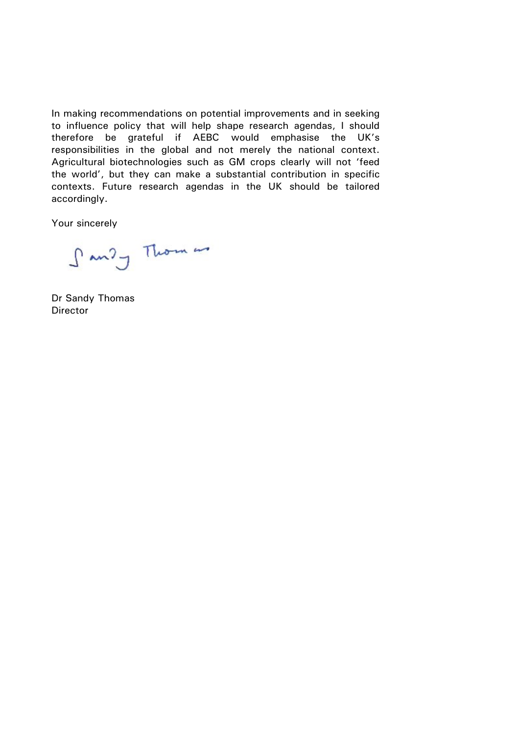In making recommendations on potential improvements and in seeking to influence policy that will help shape research agendas, I should therefore be grateful if AEBC would emphasise the UK's responsibilities in the global and not merely the national context. Agricultural biotechnologies such as GM crops clearly will not 'feed the world', but they can make a substantial contribution in specific contexts. Future research agendas in the UK should be tailored accordingly.

Your sincerely

Sandy Thomas

Dr Sandy Thomas
Director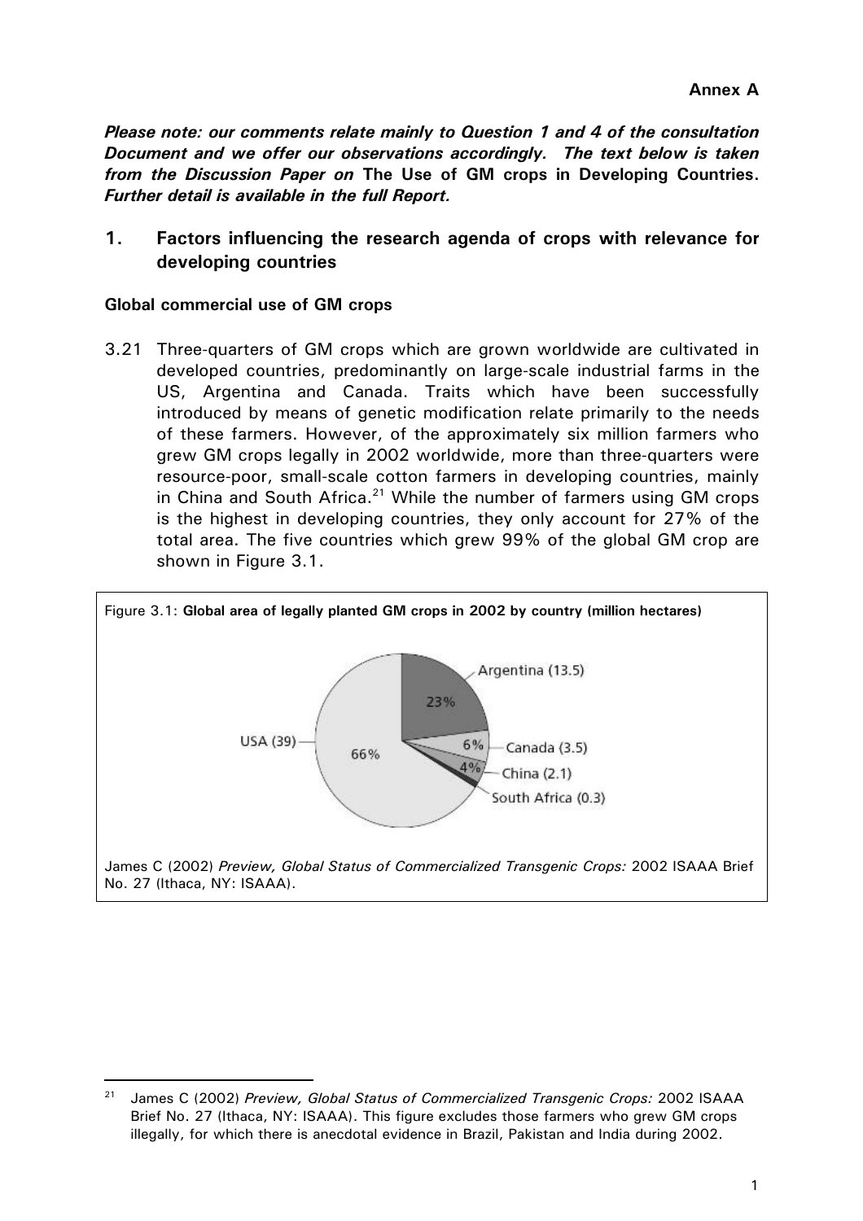**Annex A**

***Please note: our comments relate mainly to Question 1 and 4 of the consultation Document and we offer our observations accordingly. The text below is taken from the Discussion Paper on* The Use of GM crops in Developing Countries. *Further detail is available in the full Report.***

## 1. Factors influencing the research agenda of crops with relevance for developing countries

### Global commercial use of GM crops

3.21 Three-quarters of GM crops which are grown worldwide are cultivated in developed countries, predominantly on large-scale industrial farms in the US, Argentina and Canada. Traits which have been successfully introduced by means of genetic modification relate primarily to the needs of these farmers. However, of the approximately six million farmers who grew GM crops legally in 2002 worldwide, more than three-quarters were resource-poor, small-scale cotton farmers in developing countries, mainly in China and South Africa.[21] While the number of farmers using GM crops is the highest in developing countries, they only account for 27% of the total area. The five countries which grew 99% of the global GM crop are shown in Figure 3.1.

Figure 3.1: **Global area of legally planted GM crops in 2002 by country (million hectares)**

| Country | Million hectares | Share |
|---|---|---|
| USA | 39 | 66% |
| Argentina | 13.5 | 23% |
| Canada | 3.5 | 6% |
| China | 2.1 | 4% |
| South Africa | 0.3 | |

James C (2002) *Preview, Global Status of Commercialized Transgenic Crops:* 2002 ISAAA Brief No. 27 (Ithaca, NY: ISAAA).

---

[21] James C (2002) *Preview, Global Status of Commercialized Transgenic Crops:* 2002 ISAAA Brief No. 27 (Ithaca, NY: ISAAA). This figure excludes those farmers who grew GM crops illegally, for which there is anecdotal evidence in Brazil, Pakistan and India during 2002.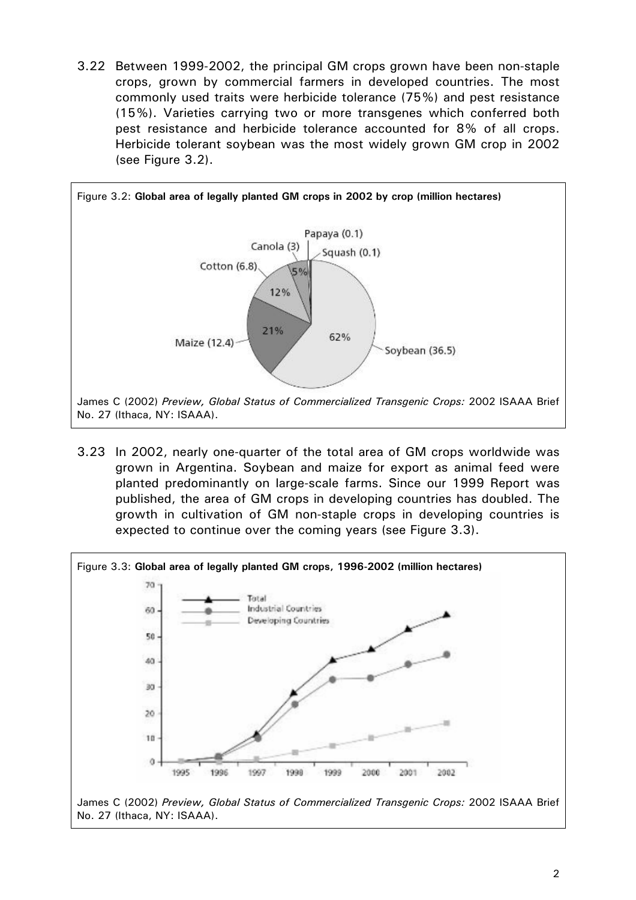3.22 Between 1999-2002, the principal GM crops grown have been non-staple crops, grown by commercial farmers in developed countries. The most commonly used traits were herbicide tolerance (75%) and pest resistance (15%). Varieties carrying two or more transgenes which conferred both pest resistance and herbicide tolerance accounted for 8% of all crops. Herbicide tolerant soybean was the most widely grown GM crop in 2002 (see Figure 3.2).

Figure 3.2: **Global area of legally planted GM crops in 2002 by crop (million hectares)**

James C (2002) *Preview, Global Status of Commercialized Transgenic Crops:* 2002 ISAAA Brief No. 27 (Ithaca, NY: ISAAA).

3.23 In 2002, nearly one-quarter of the total area of GM crops worldwide was grown in Argentina. Soybean and maize for export as animal feed were planted predominantly on large-scale farms. Since our 1999 Report was published, the area of GM crops in developing countries has doubled. The growth in cultivation of GM non-staple crops in developing countries is expected to continue over the coming years (see Figure 3.3).

Figure 3.3: **Global area of legally planted GM crops, 1996-2002 (million hectares)**

James C (2002) *Preview, Global Status of Commercialized Transgenic Crops:* 2002 ISAAA Brief No. 27 (Ithaca, NY: ISAAA).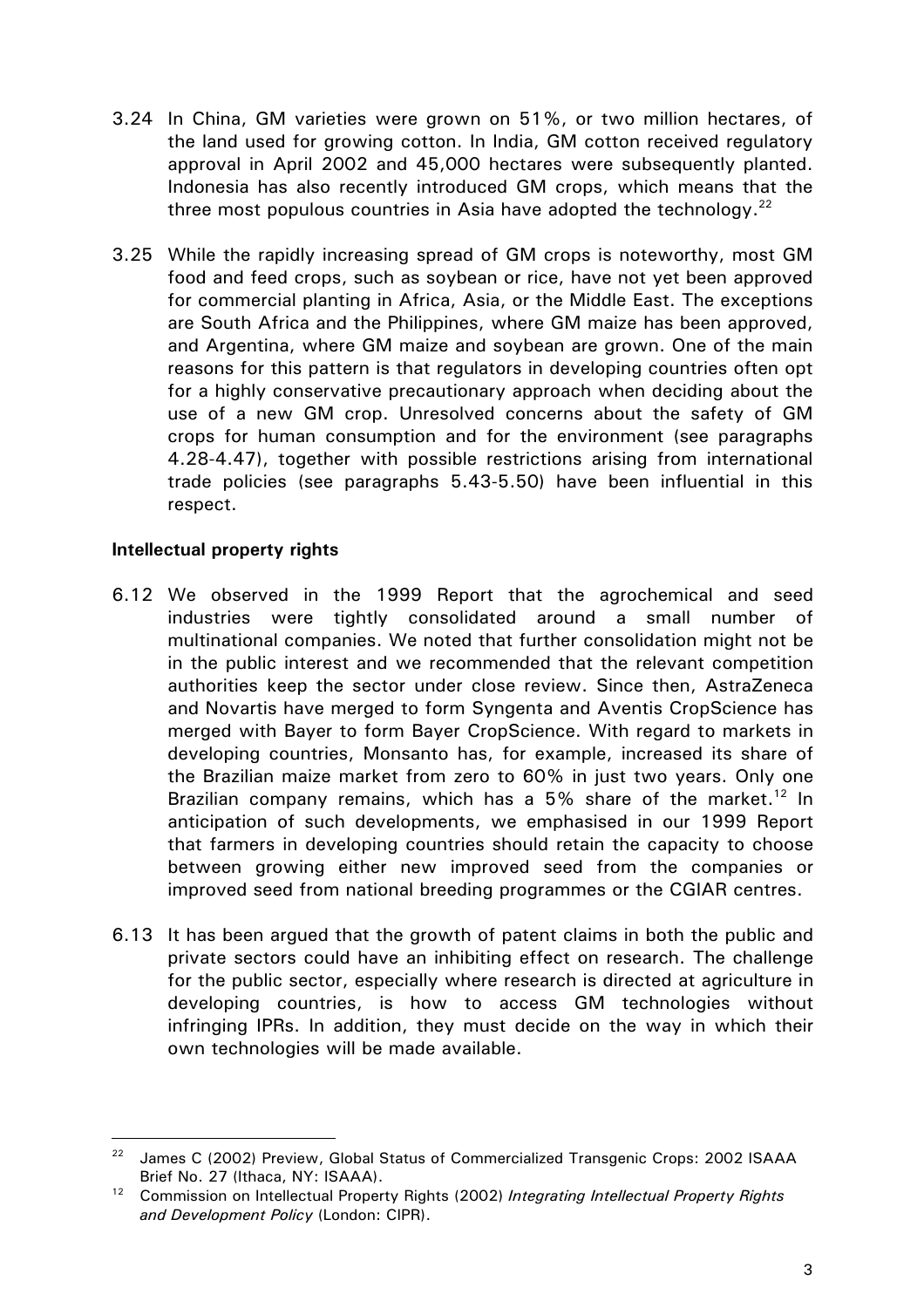3.24 In China, GM varieties were grown on 51%, or two million hectares, of the land used for growing cotton. In India, GM cotton received regulatory approval in April 2002 and 45,000 hectares were subsequently planted. Indonesia has also recently introduced GM crops, which means that the three most populous countries in Asia have adopted the technology.[22]

3.25 While the rapidly increasing spread of GM crops is noteworthy, most GM food and feed crops, such as soybean or rice, have not yet been approved for commercial planting in Africa, Asia, or the Middle East. The exceptions are South Africa and the Philippines, where GM maize has been approved, and Argentina, where GM maize and soybean are grown. One of the main reasons for this pattern is that regulators in developing countries often opt for a highly conservative precautionary approach when deciding about the use of a new GM crop. Unresolved concerns about the safety of GM crops for human consumption and for the environment (see paragraphs 4.28-4.47), together with possible restrictions arising from international trade policies (see paragraphs 5.43-5.50) have been influential in this respect.

**Intellectual property rights**

6.12 We observed in the 1999 Report that the agrochemical and seed industries were tightly consolidated around a small number of multinational companies. We noted that further consolidation might not be in the public interest and we recommended that the relevant competition authorities keep the sector under close review. Since then, AstraZeneca and Novartis have merged to form Syngenta and Aventis CropScience has merged with Bayer to form Bayer CropScience. With regard to markets in developing countries, Monsanto has, for example, increased its share of the Brazilian maize market from zero to 60% in just two years. Only one Brazilian company remains, which has a 5% share of the market.[12] In anticipation of such developments, we emphasised in our 1999 Report that farmers in developing countries should retain the capacity to choose between growing either new improved seed from the companies or improved seed from national breeding programmes or the CGIAR centres.

6.13 It has been argued that the growth of patent claims in both the public and private sectors could have an inhibiting effect on research. The challenge for the public sector, especially where research is directed at agriculture in developing countries, is how to access GM technologies without infringing IPRs. In addition, they must decide on the way in which their own technologies will be made available.

---

[22] James C (2002) Preview, Global Status of Commercialized Transgenic Crops: 2002 ISAAA Brief No. 27 (Ithaca, NY: ISAAA).

[12] Commission on Intellectual Property Rights (2002) *Integrating Intellectual Property Rights and Development Policy* (London: CIPR).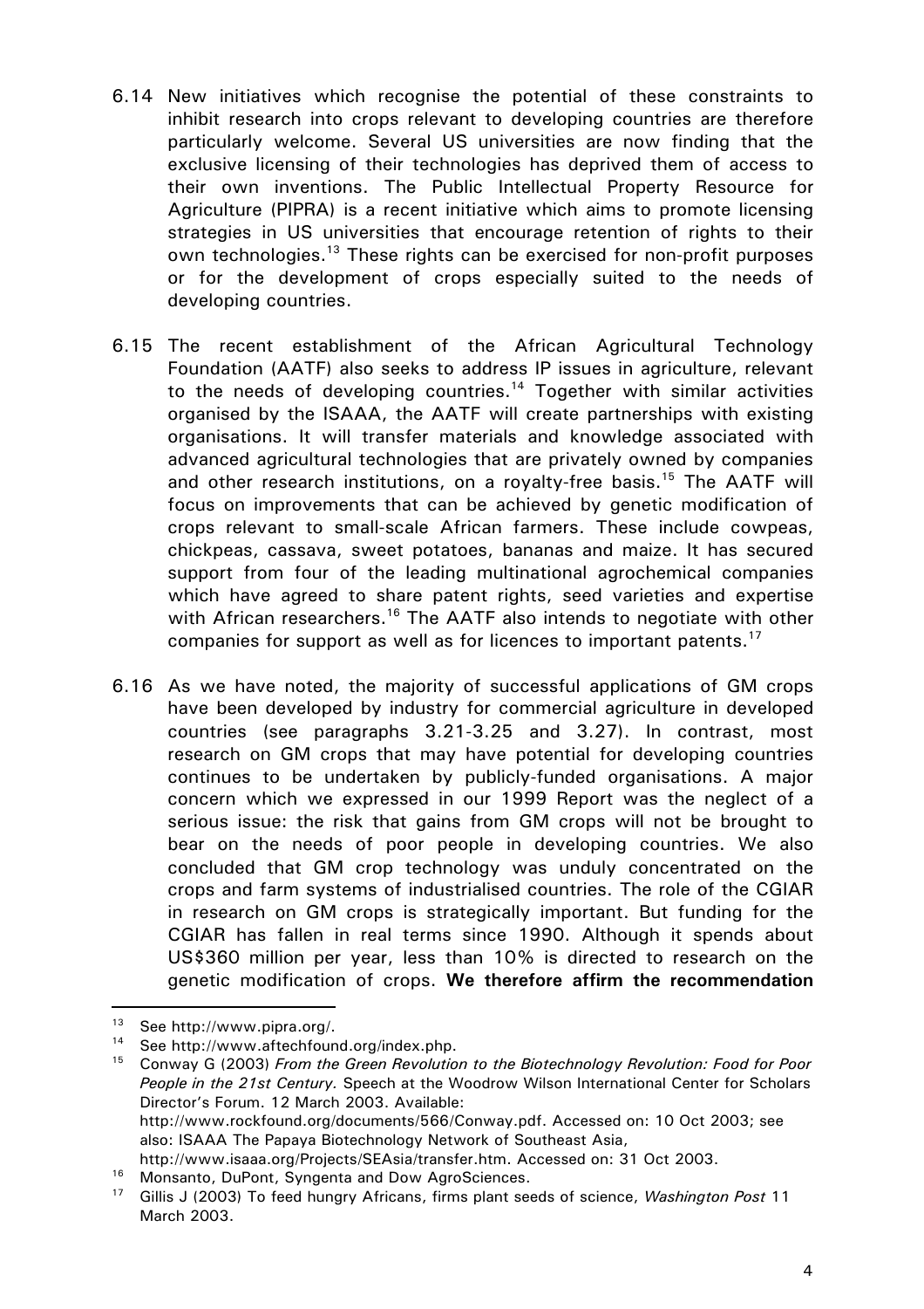6.14 New initiatives which recognise the potential of these constraints to inhibit research into crops relevant to developing countries are therefore particularly welcome. Several US universities are now finding that the exclusive licensing of their technologies has deprived them of access to their own inventions. The Public Intellectual Property Resource for Agriculture (PIPRA) is a recent initiative which aims to promote licensing strategies in US universities that encourage retention of rights to their own technologies.[13] These rights can be exercised for non-profit purposes or for the development of crops especially suited to the needs of developing countries.

6.15 The recent establishment of the African Agricultural Technology Foundation (AATF) also seeks to address IP issues in agriculture, relevant to the needs of developing countries.[14] Together with similar activities organised by the ISAAA, the AATF will create partnerships with existing organisations. It will transfer materials and knowledge associated with advanced agricultural technologies that are privately owned by companies and other research institutions, on a royalty-free basis.[15] The AATF will focus on improvements that can be achieved by genetic modification of crops relevant to small-scale African farmers. These include cowpeas, chickpeas, cassava, sweet potatoes, bananas and maize. It has secured support from four of the leading multinational agrochemical companies which have agreed to share patent rights, seed varieties and expertise with African researchers.[16] The AATF also intends to negotiate with other companies for support as well as for licences to important patents.[17]

6.16 As we have noted, the majority of successful applications of GM crops have been developed by industry for commercial agriculture in developed countries (see paragraphs 3.21-3.25 and 3.27). In contrast, most research on GM crops that may have potential for developing countries continues to be undertaken by publicly-funded organisations. A major concern which we expressed in our 1999 Report was the neglect of a serious issue: the risk that gains from GM crops will not be brought to bear on the needs of poor people in developing countries. We also concluded that GM crop technology was unduly concentrated on the crops and farm systems of industrialised countries. The role of the CGIAR in research on GM crops is strategically important. But funding for the CGIAR has fallen in real terms since 1990. Although it spends about US$360 million per year, less than 10% is directed to research on the genetic modification of crops. **We therefore affirm the recommendation**

---

[13] See http://www.pipra.org/.

[14] See http://www.aftechfound.org/index.php.

[15] Conway G (2003) *From the Green Revolution to the Biotechnology Revolution: Food for Poor People in the 21st Century.* Speech at the Woodrow Wilson International Center for Scholars Director's Forum. 12 March 2003. Available: http://www.rockfound.org/documents/566/Conway.pdf. Accessed on: 10 Oct 2003; see also: ISAAA The Papaya Biotechnology Network of Southeast Asia, http://www.isaaa.org/Projects/SEAsia/transfer.htm. Accessed on: 31 Oct 2003.

[16] Monsanto, DuPont, Syngenta and Dow AgroSciences.

[17] Gillis J (2003) To feed hungry Africans, firms plant seeds of science, *Washington Post* 11 March 2003.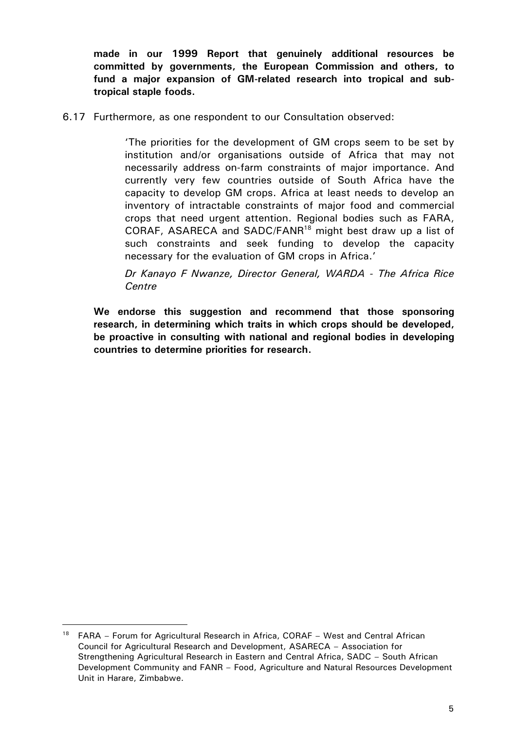**made in our 1999 Report that genuinely additional resources be committed by governments, the European Commission and others, to fund a major expansion of GM-related research into tropical and sub-tropical staple foods.**

6.17 Furthermore, as one respondent to our Consultation observed:

> 'The priorities for the development of GM crops seem to be set by institution and/or organisations outside of Africa that may not necessarily address on-farm constraints of major importance. And currently very few countries outside of South Africa have the capacity to develop GM crops. Africa at least needs to develop an inventory of intractable constraints of major food and commercial crops that need urgent attention. Regional bodies such as FARA, CORAF, ASARECA and SADC/FANR[18] might best draw up a list of such constraints and seek funding to develop the capacity necessary for the evaluation of GM crops in Africa.'
>
> *Dr Kanayo F Nwanze, Director General, WARDA - The Africa Rice Centre*

**We endorse this suggestion and recommend that those sponsoring research, in determining which traits in which crops should be developed, be proactive in consulting with national and regional bodies in developing countries to determine priorities for research.**

---

[18] FARA – Forum for Agricultural Research in Africa, CORAF – West and Central African Council for Agricultural Research and Development, ASARECA – Association for Strengthening Agricultural Research in Eastern and Central Africa, SADC – South African Development Community and FANR – Food, Agriculture and Natural Resources Development Unit in Harare, Zimbabwe.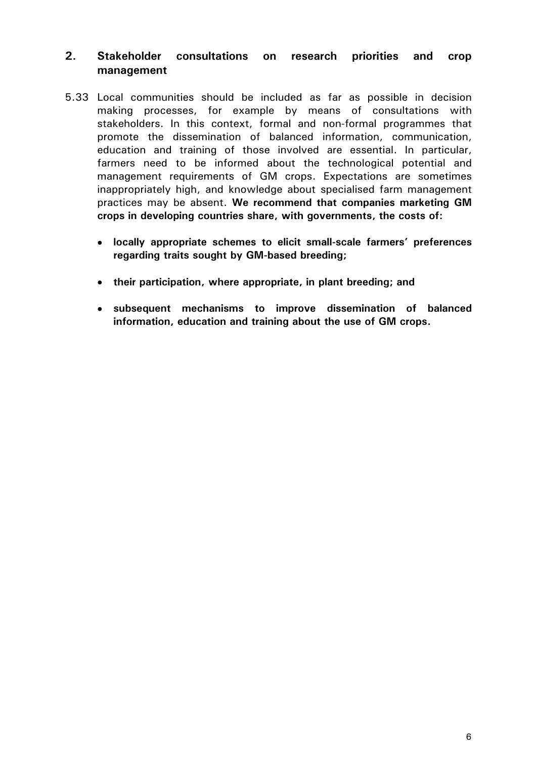## 2. Stakeholder consultations on research priorities and crop management

5.33 Local communities should be included as far as possible in decision making processes, for example by means of consultations with stakeholders. In this context, formal and non-formal programmes that promote the dissemination of balanced information, communication, education and training of those involved are essential. In particular, farmers need to be informed about the technological potential and management requirements of GM crops. Expectations are sometimes inappropriately high, and knowledge about specialised farm management practices may be absent. **We recommend that companies marketing GM crops in developing countries share, with governments, the costs of:**

- **locally appropriate schemes to elicit small-scale farmers' preferences regarding traits sought by GM-based breeding;**
- **their participation, where appropriate, in plant breeding; and**
- **subsequent mechanisms to improve dissemination of balanced information, education and training about the use of GM crops.**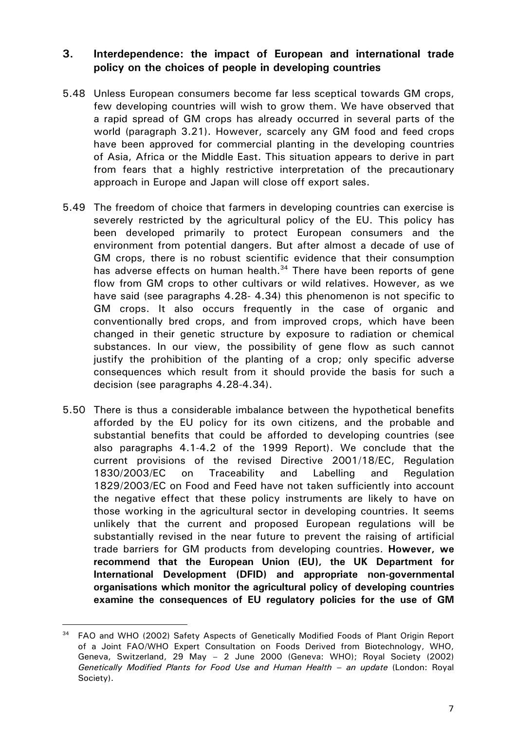## 3. Interdependence: the impact of European and international trade policy on the choices of people in developing countries

5.48 Unless European consumers become far less sceptical towards GM crops, few developing countries will wish to grow them. We have observed that a rapid spread of GM crops has already occurred in several parts of the world (paragraph 3.21). However, scarcely any GM food and feed crops have been approved for commercial planting in the developing countries of Asia, Africa or the Middle East. This situation appears to derive in part from fears that a highly restrictive interpretation of the precautionary approach in Europe and Japan will close off export sales.

5.49 The freedom of choice that farmers in developing countries can exercise is severely restricted by the agricultural policy of the EU. This policy has been developed primarily to protect European consumers and the environment from potential dangers. But after almost a decade of use of GM crops, there is no robust scientific evidence that their consumption has adverse effects on human health.[34] There have been reports of gene flow from GM crops to other cultivars or wild relatives. However, as we have said (see paragraphs 4.28- 4.34) this phenomenon is not specific to GM crops. It also occurs frequently in the case of organic and conventionally bred crops, and from improved crops, which have been changed in their genetic structure by exposure to radiation or chemical substances. In our view, the possibility of gene flow as such cannot justify the prohibition of the planting of a crop; only specific adverse consequences which result from it should provide the basis for such a decision (see paragraphs 4.28-4.34).

5.50 There is thus a considerable imbalance between the hypothetical benefits afforded by the EU policy for its own citizens, and the probable and substantial benefits that could be afforded to developing countries (see also paragraphs 4.1-4.2 of the 1999 Report). We conclude that the current provisions of the revised Directive 2001/18/EC, Regulation 1830/2003/EC on Traceability and Labelling and Regulation 1829/2003/EC on Food and Feed have not taken sufficiently into account the negative effect that these policy instruments are likely to have on those working in the agricultural sector in developing countries. It seems unlikely that the current and proposed European regulations will be substantially revised in the near future to prevent the raising of artificial trade barriers for GM products from developing countries. **However, we recommend that the European Union (EU), the UK Department for International Development (DFID) and appropriate non-governmental organisations which monitor the agricultural policy of developing countries examine the consequences of EU regulatory policies for the use of GM**

[34] FAO and WHO (2002) Safety Aspects of Genetically Modified Foods of Plant Origin Report of a Joint FAO/WHO Expert Consultation on Foods Derived from Biotechnology, WHO, Geneva, Switzerland, 29 May – 2 June 2000 (Geneva: WHO); Royal Society (2002) *Genetically Modified Plants for Food Use and Human Health – an update* (London: Royal Society).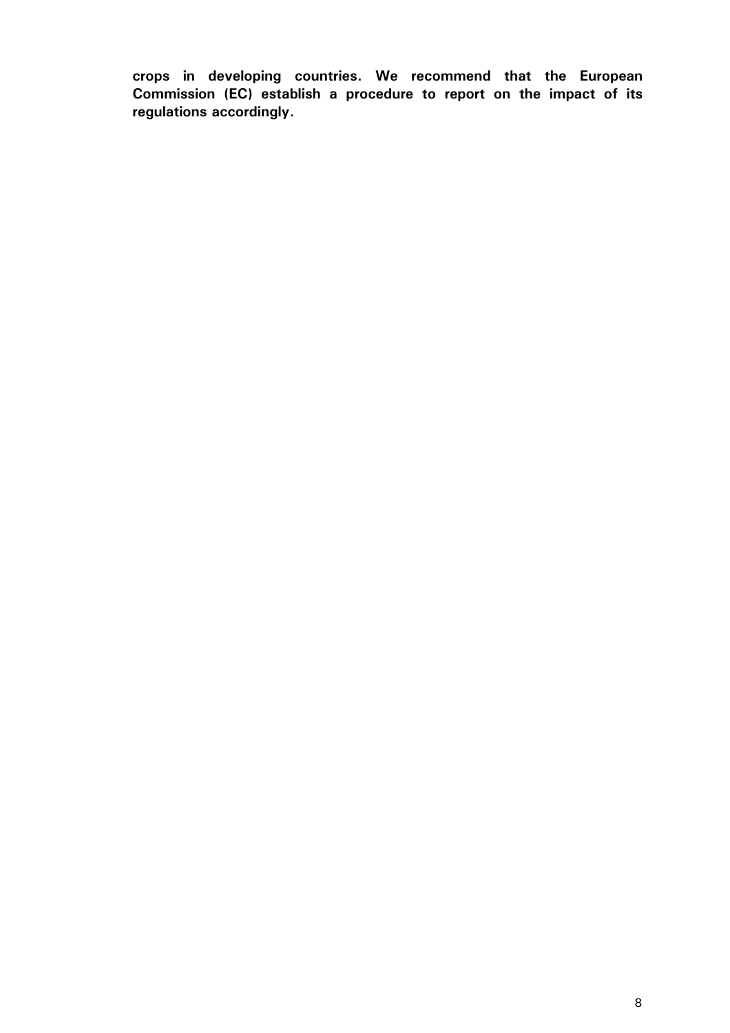**crops in developing countries. We recommend that the European Commission (EC) establish a procedure to report on the impact of its regulations accordingly.**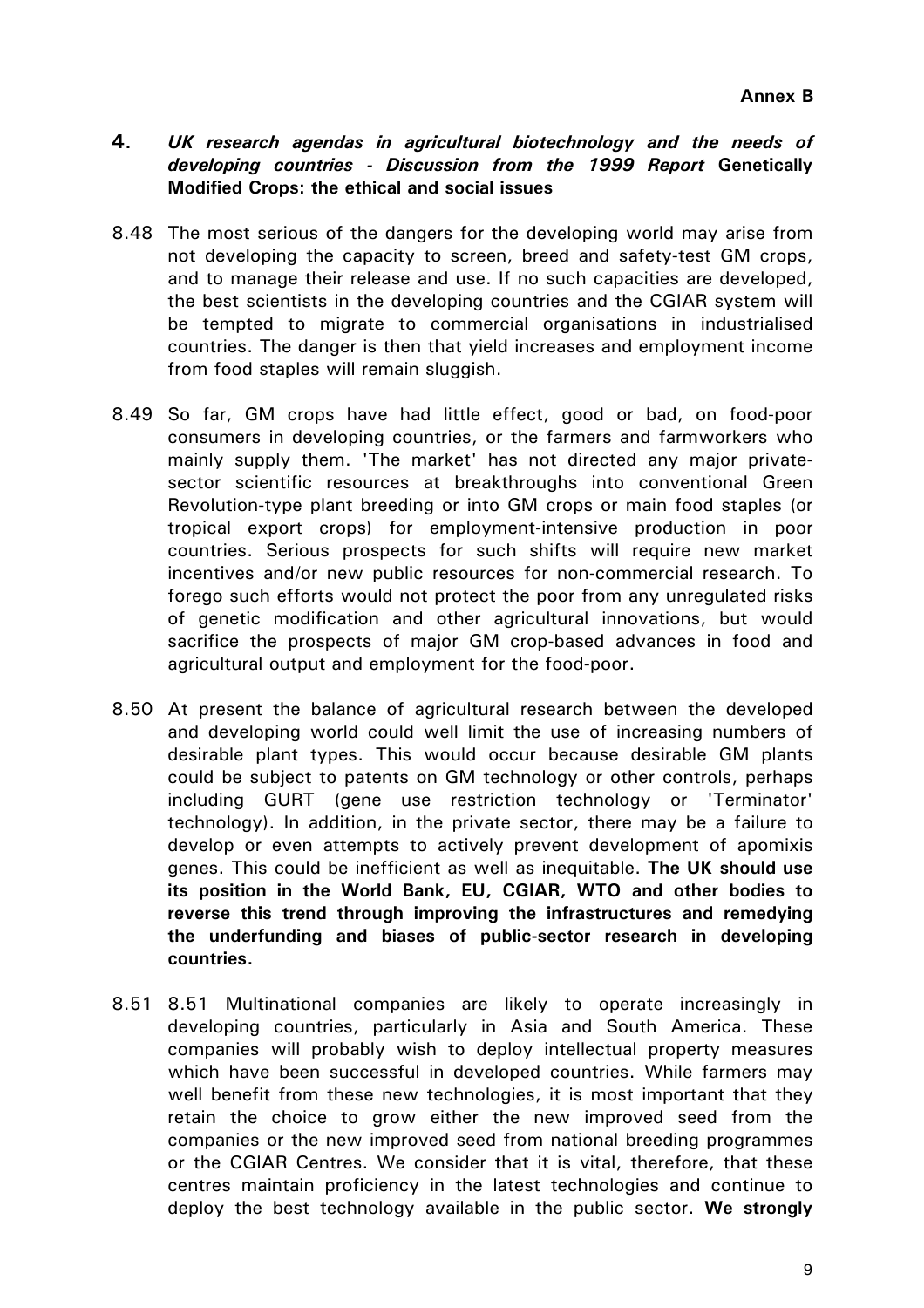**Annex B**

## 4. *UK research agendas in agricultural biotechnology and the needs of developing countries - Discussion from the 1999 Report* **Genetically Modified Crops: the ethical and social issues**

8.48 The most serious of the dangers for the developing world may arise from not developing the capacity to screen, breed and safety-test GM crops, and to manage their release and use. If no such capacities are developed, the best scientists in the developing countries and the CGIAR system will be tempted to migrate to commercial organisations in industrialised countries. The danger is then that yield increases and employment income from food staples will remain sluggish.

8.49 So far, GM crops have had little effect, good or bad, on food-poor consumers in developing countries, or the farmers and farmworkers who mainly supply them. 'The market' has not directed any major private-sector scientific resources at breakthroughs into conventional Green Revolution-type plant breeding or into GM crops or main food staples (or tropical export crops) for employment-intensive production in poor countries. Serious prospects for such shifts will require new market incentives and/or new public resources for non-commercial research. To forego such efforts would not protect the poor from any unregulated risks of genetic modification and other agricultural innovations, but would sacrifice the prospects of major GM crop-based advances in food and agricultural output and employment for the food-poor.

8.50 At present the balance of agricultural research between the developed and developing world could well limit the use of increasing numbers of desirable plant types. This would occur because desirable GM plants could be subject to patents on GM technology or other controls, perhaps including GURT (gene use restriction technology or 'Terminator' technology). In addition, in the private sector, there may be a failure to develop or even attempts to actively prevent development of apomixis genes. This could be inefficient as well as inequitable. **The UK should use its position in the World Bank, EU, CGIAR, WTO and other bodies to reverse this trend through improving the infrastructures and remedying the underfunding and biases of public-sector research in developing countries.**

8.51 8.51 Multinational companies are likely to operate increasingly in developing countries, particularly in Asia and South America. These companies will probably wish to deploy intellectual property measures which have been successful in developed countries. While farmers may well benefit from these new technologies, it is most important that they retain the choice to grow either the new improved seed from the companies or the new improved seed from national breeding programmes or the CGIAR Centres. We consider that it is vital, therefore, that these centres maintain proficiency in the latest technologies and continue to deploy the best technology available in the public sector. **We strongly**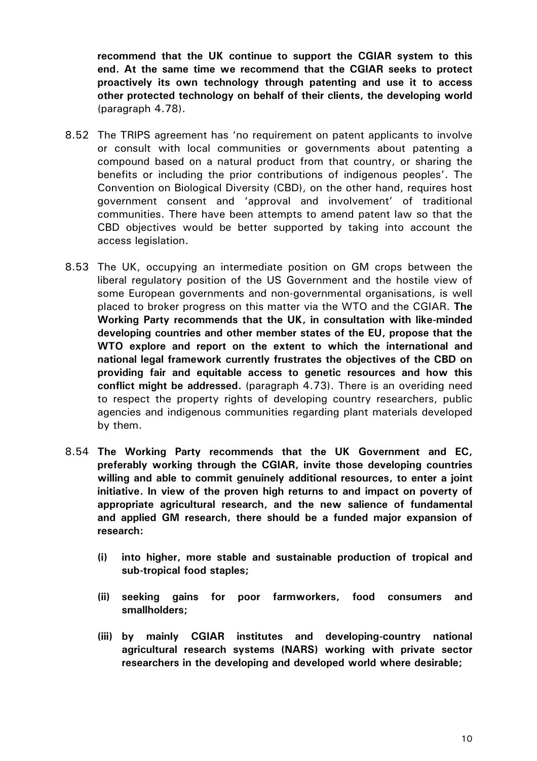**recommend that the UK continue to support the CGIAR system to this end. At the same time we recommend that the CGIAR seeks to protect proactively its own technology through patenting and use it to access other protected technology on behalf of their clients, the developing world** (paragraph 4.78).

8.52 The TRIPS agreement has 'no requirement on patent applicants to involve or consult with local communities or governments about patenting a compound based on a natural product from that country, or sharing the benefits or including the prior contributions of indigenous peoples'. The Convention on Biological Diversity (CBD), on the other hand, requires host government consent and 'approval and involvement' of traditional communities. There have been attempts to amend patent law so that the CBD objectives would be better supported by taking into account the access legislation.

8.53 The UK, occupying an intermediate position on GM crops between the liberal regulatory position of the US Government and the hostile view of some European governments and non-governmental organisations, is well placed to broker progress on this matter via the WTO and the CGIAR. **The Working Party recommends that the UK, in consultation with like-minded developing countries and other member states of the EU, propose that the WTO explore and report on the extent to which the international and national legal framework currently frustrates the objectives of the CBD on providing fair and equitable access to genetic resources and how this conflict might be addressed.** (paragraph 4.73). There is an overiding need to respect the property rights of developing country researchers, public agencies and indigenous communities regarding plant materials developed by them.

8.54 **The Working Party recommends that the UK Government and EC, preferably working through the CGIAR, invite those developing countries willing and able to commit genuinely additional resources, to enter a joint initiative. In view of the proven high returns to and impact on poverty of appropriate agricultural research, and the new salience of fundamental and applied GM research, there should be a funded major expansion of research:**

**(i) into higher, more stable and sustainable production of tropical and sub-tropical food staples;**

**(ii) seeking gains for poor farmworkers, food consumers and smallholders;**

**(iii) by mainly CGIAR institutes and developing-country national agricultural research systems (NARS) working with private sector researchers in the developing and developed world where desirable;**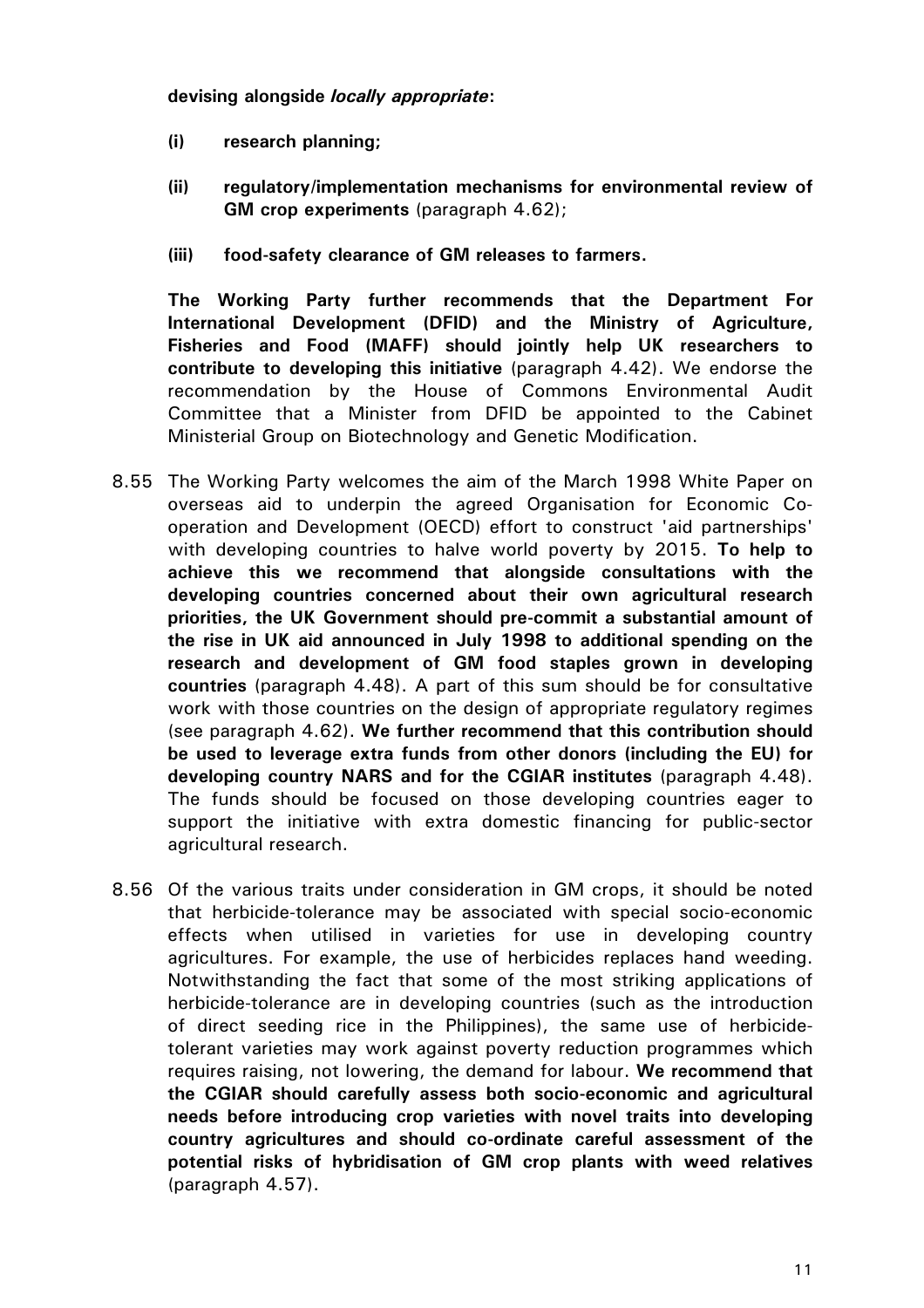**devising alongside *locally appropriate*:**

**(i) research planning;**

**(ii) regulatory/implementation mechanisms for environmental review of GM crop experiments** (paragraph 4.62);

**(iii) food-safety clearance of GM releases to farmers.**

**The Working Party further recommends that the Department For International Development (DFID) and the Ministry of Agriculture, Fisheries and Food (MAFF) should jointly help UK researchers to contribute to developing this initiative** (paragraph 4.42). We endorse the recommendation by the House of Commons Environmental Audit Committee that a Minister from DFID be appointed to the Cabinet Ministerial Group on Biotechnology and Genetic Modification.

8.55 The Working Party welcomes the aim of the March 1998 White Paper on overseas aid to underpin the agreed Organisation for Economic Co-operation and Development (OECD) effort to construct 'aid partnerships' with developing countries to halve world poverty by 2015. **To help to achieve this we recommend that alongside consultations with the developing countries concerned about their own agricultural research priorities, the UK Government should pre-commit a substantial amount of the rise in UK aid announced in July 1998 to additional spending on the research and development of GM food staples grown in developing countries** (paragraph 4.48). A part of this sum should be for consultative work with those countries on the design of appropriate regulatory regimes (see paragraph 4.62). **We further recommend that this contribution should be used to leverage extra funds from other donors (including the EU) for developing country NARS and for the CGIAR institutes** (paragraph 4.48). The funds should be focused on those developing countries eager to support the initiative with extra domestic financing for public-sector agricultural research.

8.56 Of the various traits under consideration in GM crops, it should be noted that herbicide-tolerance may be associated with special socio-economic effects when utilised in varieties for use in developing country agricultures. For example, the use of herbicides replaces hand weeding. Notwithstanding the fact that some of the most striking applications of herbicide-tolerance are in developing countries (such as the introduction of direct seeding rice in the Philippines), the same use of herbicide-tolerant varieties may work against poverty reduction programmes which requires raising, not lowering, the demand for labour. **We recommend that the CGIAR should carefully assess both socio-economic and agricultural needs before introducing crop varieties with novel traits into developing country agricultures and should co-ordinate careful assessment of the potential risks of hybridisation of GM crop plants with weed relatives** (paragraph 4.57).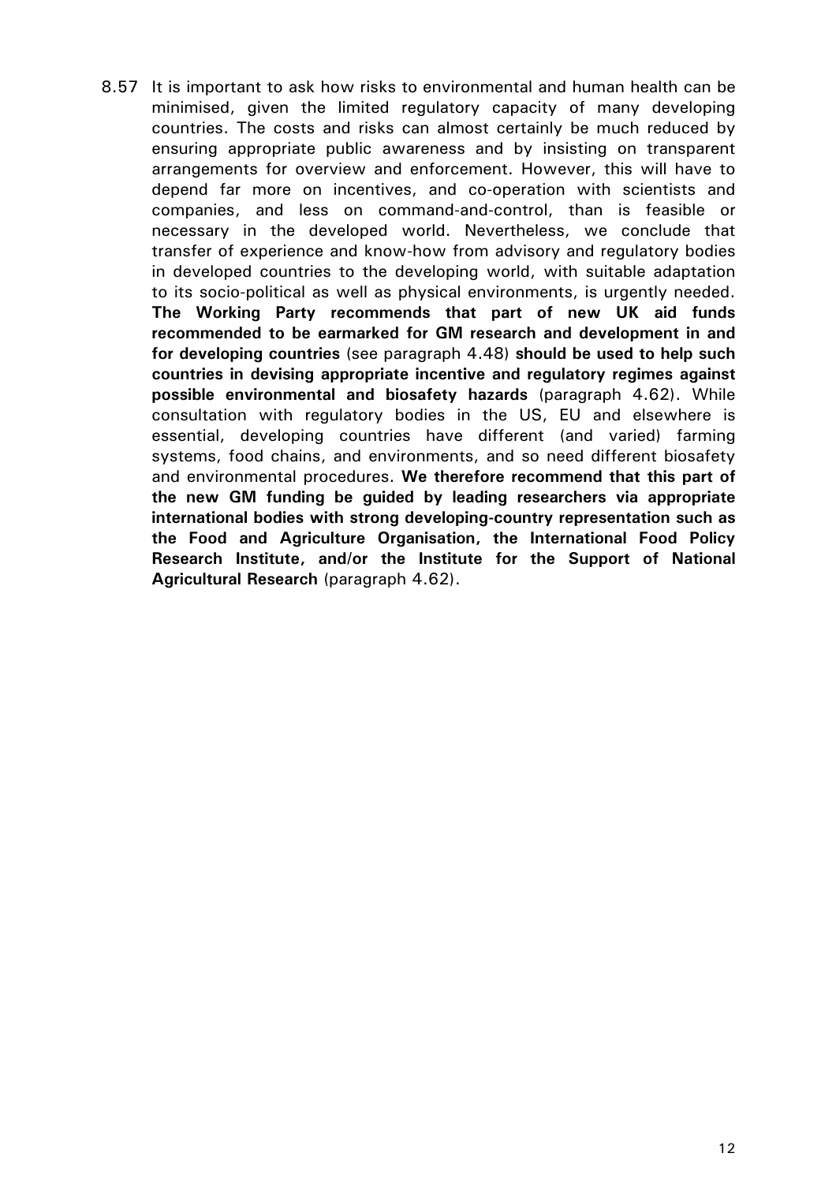8.57 It is important to ask how risks to environmental and human health can be minimised, given the limited regulatory capacity of many developing countries. The costs and risks can almost certainly be much reduced by ensuring appropriate public awareness and by insisting on transparent arrangements for overview and enforcement. However, this will have to depend far more on incentives, and co-operation with scientists and companies, and less on command-and-control, than is feasible or necessary in the developed world. Nevertheless, we conclude that transfer of experience and know-how from advisory and regulatory bodies in developed countries to the developing world, with suitable adaptation to its socio-political as well as physical environments, is urgently needed. **The Working Party recommends that part of new UK aid funds recommended to be earmarked for GM research and development in and for developing countries** (see paragraph 4.48) **should be used to help such countries in devising appropriate incentive and regulatory regimes against possible environmental and biosafety hazards** (paragraph 4.62). While consultation with regulatory bodies in the US, EU and elsewhere is essential, developing countries have different (and varied) farming systems, food chains, and environments, and so need different biosafety and environmental procedures. **We therefore recommend that this part of the new GM funding be guided by leading researchers via appropriate international bodies with strong developing-country representation such as the Food and Agriculture Organisation, the International Food Policy Research Institute, and/or the Institute for the Support of National Agricultural Research** (paragraph 4.62).